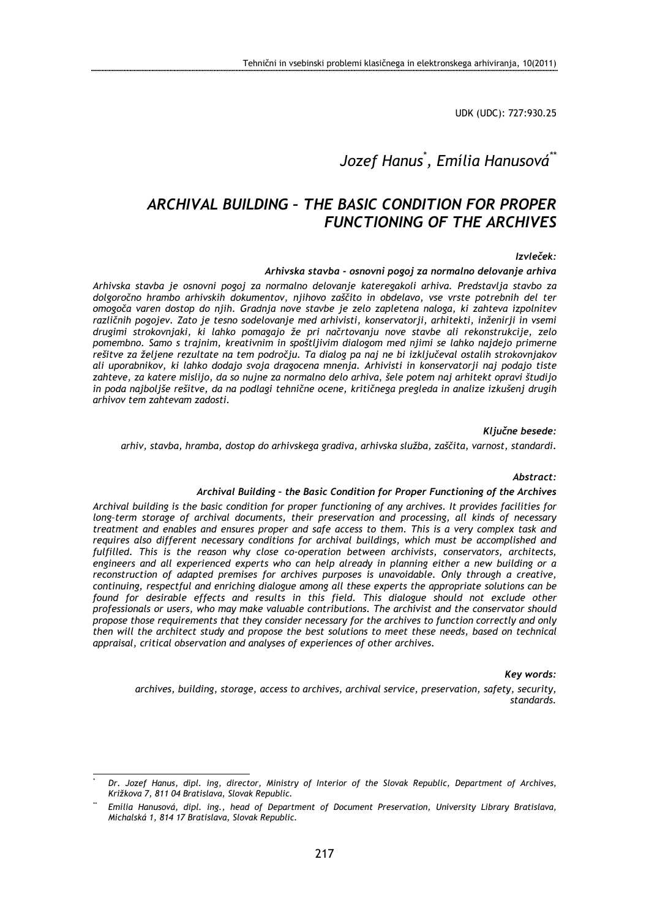UDK (UDC): 727:930.25

*Jozef Hanus*[*], *Emília Hanusová*[**]

# ARCHIVAL BUILDING – THE BASIC CONDITION FOR PROPER FUNCTIONING OF THE ARCHIVES

***Izvleček:***

***Arhivska stavba - osnovni pogoj za normalno delovanje arhiva***

*Arhivska stavba je osnovni pogoj za normalno delovanje kateregakoli arhiva. Predstavlja stavbo za dolgoročno hrambo arhivskih dokumentov, njihovo zaščito in obdelavo, vse vrste potrebnih del ter omogoča varen dostop do njih. Gradnja nove stavbe je zelo zapletena naloga, ki zahteva izpolnitev različnih pogojev. Zato je tesno sodelovanje med arhivisti, konservatorji, arhitekti, inženirji in vsemi drugimi strokovnjaki, ki lahko pomagajo že pri načrtovanju nove stavbe ali rekonstrukcije, zelo pomembno. Samo s trajnim, kreativnim in spoštljivim dialogom med njimi se lahko najdejo primerne rešitve za želene rezultate na tem področju. Ta dialog pa naj ne bi izključeval ostalih strokovnjakov ali uporabnikov, ki lahko dodajo svoja dragocena mnenja. Arhivisti in konservatorji naj podajo tiste zahteve, za katere mislijo, da so nujne za normalno delo arhiva, šele potem naj arhitekt opravi študijo in poda najboljše rešitve, da na podlagi tehnične ocene, kritičnega pregleda in analize izkušenj drugih arhivov tem zahtevam zadosti.*

***Ključne besede:***

*arhiv, stavba, hramba, dostop do arhivskega gradiva, arhivska služba, zaščita, varnost, standardi.*

***Abstract:***

***Archival Building – the Basic Condition for Proper Functioning of the Archives***

*Archival building is the basic condition for proper functioning of any archives. It provides facilities for long-term storage of archival documents, their preservation and processing, all kinds of necessary treatment and enables and ensures proper and safe access to them. This is a very complex task and requires also different necessary conditions for archival buildings, which must be accomplished and fulfilled. This is the reason why close co-operation between archivists, conservators, architects, engineers and all experienced experts who can help already in planning either a new building or a reconstruction of adapted premises for archives purposes is unavoidable. Only through a creative, continuing, respectful and enriching dialogue among all these experts the appropriate solutions can be found for desirable effects and results in this field. This dialogue should not exclude other professionals or users, who may make valuable contributions. The archivist and the conservator should propose those requirements that they consider necessary for the archives to function correctly and only then will the architect study and propose the best solutions to meet these needs, based on technical appraisal, critical observation and analyses of experiences of other archives.*

***Key words:***

*archives, building, storage, access to archives, archival service, preservation, safety, security, standards.*

---

[*] *Dr. Jozef Hanus, dipl. ing, director, Ministry of Interior of the Slovak Republic, Department of Archives, Križkova 7, 811 04 Bratislava, Slovak Republic.*

[**] *Emília Hanusová, dipl. ing., head of Department of Document Preservation, University Library Bratislava, Michalská 1, 814 17 Bratislava, Slovak Republic.*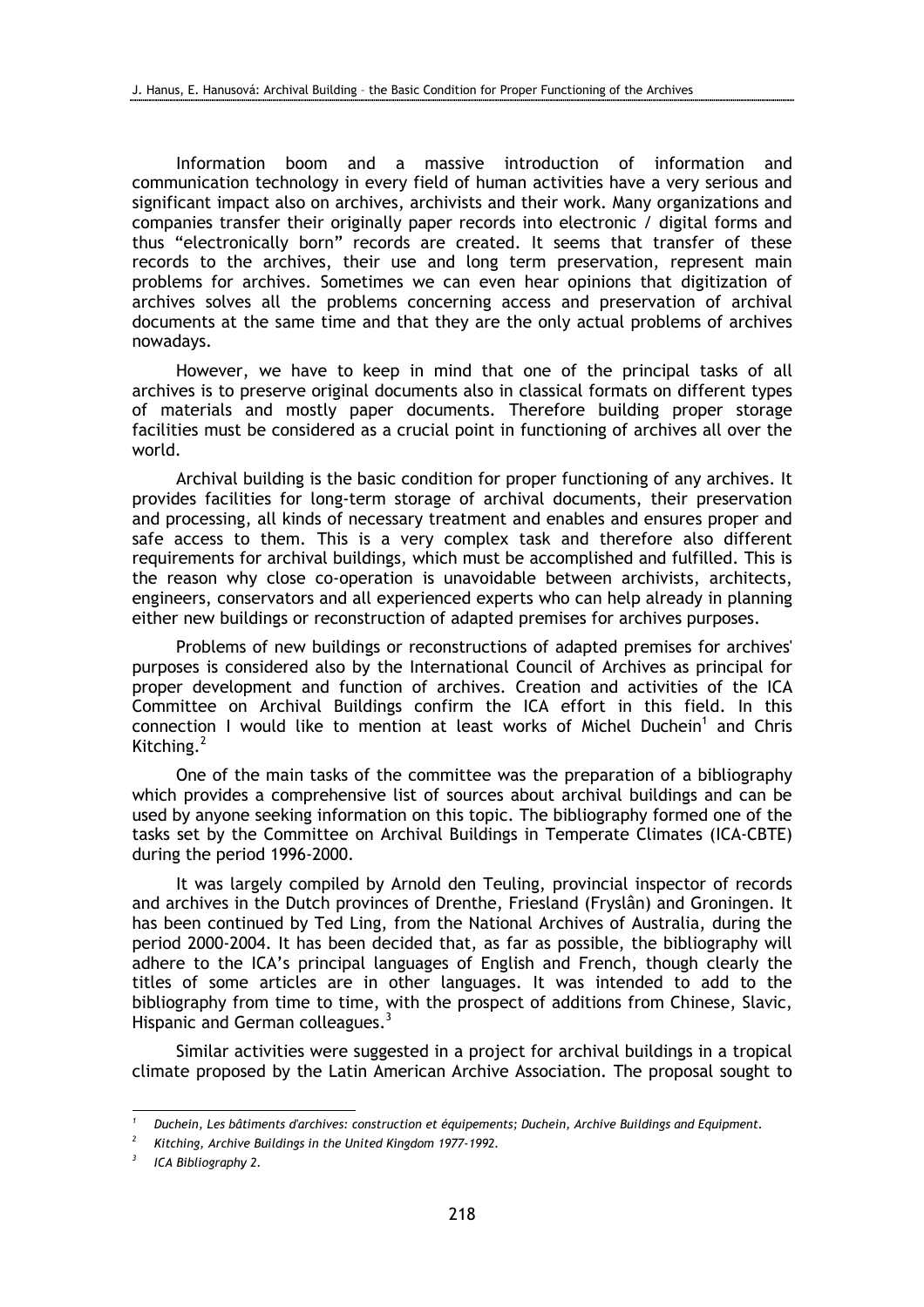Information boom and a massive introduction of information and communication technology in every field of human activities have a very serious and significant impact also on archives, archivists and their work. Many organizations and companies transfer their originally paper records into electronic / digital forms and thus "electronically born" records are created. It seems that transfer of these records to the archives, their use and long term preservation, represent main problems for archives. Sometimes we can even hear opinions that digitization of archives solves all the problems concerning access and preservation of archival documents at the same time and that they are the only actual problems of archives nowadays.

However, we have to keep in mind that one of the principal tasks of all archives is to preserve original documents also in classical formats on different types of materials and mostly paper documents. Therefore building proper storage facilities must be considered as a crucial point in functioning of archives all over the world.

Archival building is the basic condition for proper functioning of any archives. It provides facilities for long-term storage of archival documents, their preservation and processing, all kinds of necessary treatment and enables and ensures proper and safe access to them. This is a very complex task and therefore also different requirements for archival buildings, which must be accomplished and fulfilled. This is the reason why close co-operation is unavoidable between archivists, architects, engineers, conservators and all experienced experts who can help already in planning either new buildings or reconstruction of adapted premises for archives purposes.

Problems of new buildings or reconstructions of adapted premises for archives' purposes is considered also by the International Council of Archives as principal for proper development and function of archives. Creation and activities of the ICA Committee on Archival Buildings confirm the ICA effort in this field. In this connection I would like to mention at least works of Michel Duchein[1] and Chris Kitching.[2]

One of the main tasks of the committee was the preparation of a bibliography which provides a comprehensive list of sources about archival buildings and can be used by anyone seeking information on this topic. The bibliography formed one of the tasks set by the Committee on Archival Buildings in Temperate Climates (ICA-CBTE) during the period 1996-2000.

It was largely compiled by Arnold den Teuling, provincial inspector of records and archives in the Dutch provinces of Drenthe, Friesland (Fryslân) and Groningen. It has been continued by Ted Ling, from the National Archives of Australia, during the period 2000-2004. It has been decided that, as far as possible, the bibliography will adhere to the ICA's principal languages of English and French, though clearly the titles of some articles are in other languages. It was intended to add to the bibliography from time to time, with the prospect of additions from Chinese, Slavic, Hispanic and German colleagues.[3]

Similar activities were suggested in a project for archival buildings in a tropical climate proposed by the Latin American Archive Association. The proposal sought to

---

[1] *Duchein, Les bâtiments d'archives: construction et équipements; Duchein, Archive Buildings and Equipment.*

[2] *Kitching, Archive Buildings in the United Kingdom 1977-1992.*

[3] *ICA Bibliography 2.*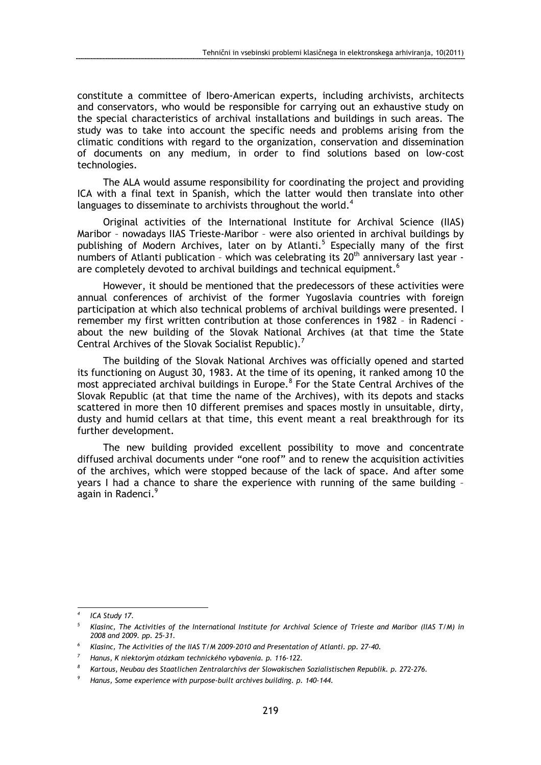constitute a committee of Ibero-American experts, including archivists, architects and conservators, who would be responsible for carrying out an exhaustive study on the special characteristics of archival installations and buildings in such areas. The study was to take into account the specific needs and problems arising from the climatic conditions with regard to the organization, conservation and dissemination of documents on any medium, in order to find solutions based on low-cost technologies.

The ALA would assume responsibility for coordinating the project and providing ICA with a final text in Spanish, which the latter would then translate into other languages to disseminate to archivists throughout the world.[4]

Original activities of the International Institute for Archival Science (IIAS) Maribor – nowadays IIAS Trieste-Maribor – were also oriented in archival buildings by publishing of Modern Archives, later on by Atlanti.[5] Especially many of the first numbers of Atlanti publication – which was celebrating its 20th anniversary last year - are completely devoted to archival buildings and technical equipment.[6]

However, it should be mentioned that the predecessors of these activities were annual conferences of archivist of the former Yugoslavia countries with foreign participation at which also technical problems of archival buildings were presented. I remember my first written contribution at those conferences in 1982 – in Radenci - about the new building of the Slovak National Archives (at that time the State Central Archives of the Slovak Socialist Republic).[7]

The building of the Slovak National Archives was officially opened and started its functioning on August 30, 1983. At the time of its opening, it ranked among 10 the most appreciated archival buildings in Europe.[8] For the State Central Archives of the Slovak Republic (at that time the name of the Archives), with its depots and stacks scattered in more then 10 different premises and spaces mostly in unsuitable, dirty, dusty and humid cellars at that time, this event meant a real breakthrough for its further development.

The new building provided excellent possibility to move and concentrate diffused archival documents under "one roof" and to renew the acquisition activities of the archives, which were stopped because of the lack of space. And after some years I had a chance to share the experience with running of the same building – again in Radenci.[9]

---

[4] *ICA Study 17.*

[5] *Klasinc, The Activities of the International Institute for Archival Science of Trieste and Maribor (IIAS T/M) in 2008 and 2009. pp. 25-31.*

[6] *Klasinc, The Activities of the IIAS T/M 2009-2010 and Presentation of Atlanti. pp. 27-40.*

[7] *Hanus, K niektorým otázkam technického vybavenia. p. 116-122.*

[8] *Kartous, Neubau des Staatlichen Zentralarchivs der Slowakischen Sozialistischen Republik. p. 272-276.*

[9] *Hanus, Some experience with purpose-built archives building. p. 140-144.*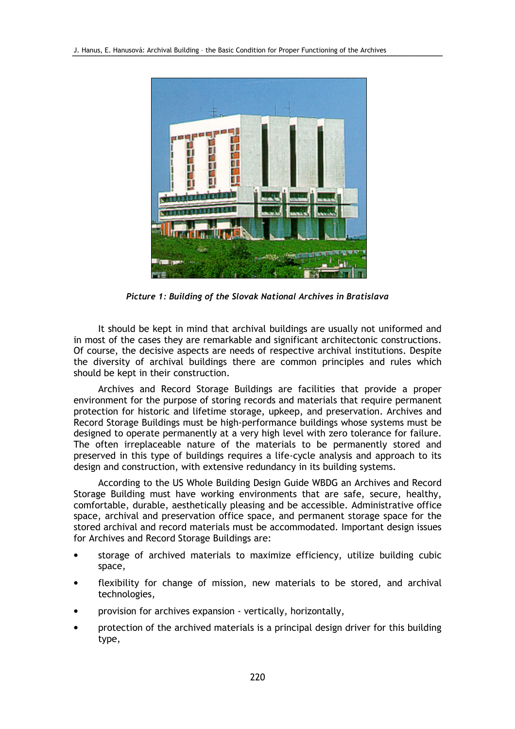*Picture 1: Building of the Slovak National Archives in Bratislava*

It should be kept in mind that archival buildings are usually not uniformed and in most of the cases they are remarkable and significant architectonic constructions. Of course, the decisive aspects are needs of respective archival institutions. Despite the diversity of archival buildings there are common principles and rules which should be kept in their construction.

Archives and Record Storage Buildings are facilities that provide a proper environment for the purpose of storing records and materials that require permanent protection for historic and lifetime storage, upkeep, and preservation. Archives and Record Storage Buildings must be high-performance buildings whose systems must be designed to operate permanently at a very high level with zero tolerance for failure. The often irreplaceable nature of the materials to be permanently stored and preserved in this type of buildings requires a life-cycle analysis and approach to its design and construction, with extensive redundancy in its building systems.

According to the US Whole Building Design Guide WBDG an Archives and Record Storage Building must have working environments that are safe, secure, healthy, comfortable, durable, aesthetically pleasing and be accessible. Administrative office space, archival and preservation office space, and permanent storage space for the stored archival and record materials must be accommodated. Important design issues for Archives and Record Storage Buildings are:

- storage of archived materials to maximize efficiency, utilize building cubic space,
- flexibility for change of mission, new materials to be stored, and archival technologies,
- provision for archives expansion - vertically, horizontally,
- protection of the archived materials is a principal design driver for this building type,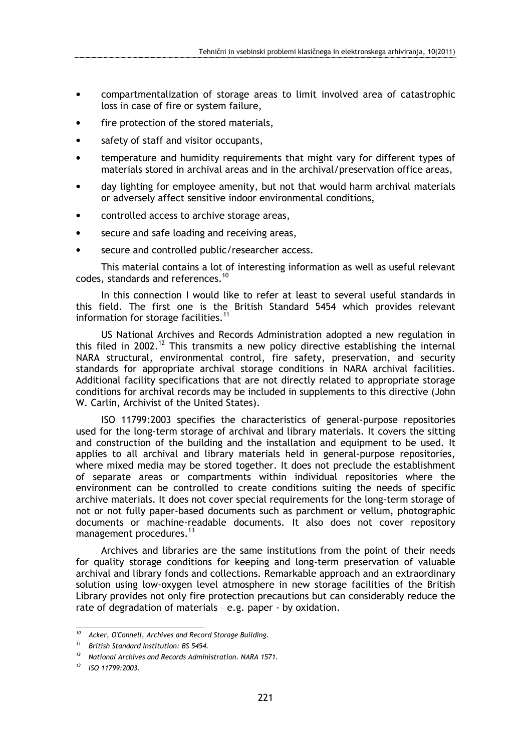- compartmentalization of storage areas to limit involved area of catastrophic loss in case of fire or system failure,
- fire protection of the stored materials,
- safety of staff and visitor occupants,
- temperature and humidity requirements that might vary for different types of materials stored in archival areas and in the archival/preservation office areas,
- day lighting for employee amenity, but not that would harm archival materials or adversely affect sensitive indoor environmental conditions,
- controlled access to archive storage areas,
- secure and safe loading and receiving areas,
- secure and controlled public/researcher access.

This material contains a lot of interesting information as well as useful relevant codes, standards and references.[10]

In this connection I would like to refer at least to several useful standards in this field. The first one is the British Standard 5454 which provides relevant information for storage facilities.[11]

US National Archives and Records Administration adopted a new regulation in this filed in 2002.[12] This transmits a new policy directive establishing the internal NARA structural, environmental control, fire safety, preservation, and security standards for appropriate archival storage conditions in NARA archival facilities. Additional facility specifications that are not directly related to appropriate storage conditions for archival records may be included in supplements to this directive (John W. Carlin, Archivist of the United States).

ISO 11799:2003 specifies the characteristics of general-purpose repositories used for the long-term storage of archival and library materials. It covers the sitting and construction of the building and the installation and equipment to be used. It applies to all archival and library materials held in general-purpose repositories, where mixed media may be stored together. It does not preclude the establishment of separate areas or compartments within individual repositories where the environment can be controlled to create conditions suiting the needs of specific archive materials. It does not cover special requirements for the long-term storage of not or not fully paper-based documents such as parchment or vellum, photographic documents or machine-readable documents. It also does not cover repository management procedures.[13]

Archives and libraries are the same institutions from the point of their needs for quality storage conditions for keeping and long-term preservation of valuable archival and library fonds and collections. Remarkable approach and an extraordinary solution using low-oxygen level atmosphere in new storage facilities of the British Library provides not only fire protection precautions but can considerably reduce the rate of degradation of materials – e.g. paper - by oxidation.

---

[10] *Acker, O'Connell, Archives and Record Storage Building.*

[11] *British Standard Institution: BS 5454.*

[12] *National Archives and Records Administration. NARA 1571.*

[13] *ISO 11799:2003.*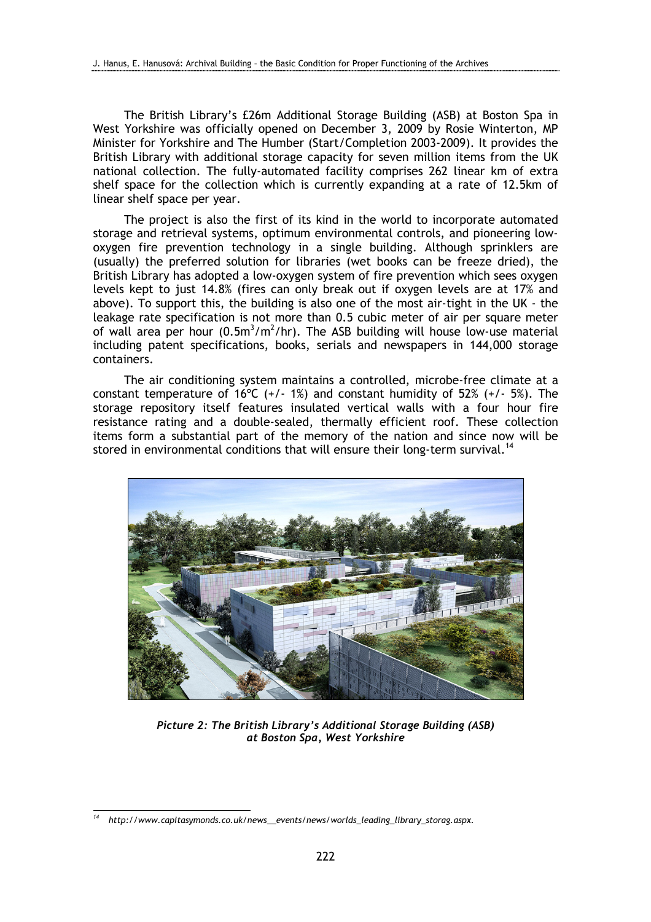The British Library's £26m Additional Storage Building (ASB) at Boston Spa in West Yorkshire was officially opened on December 3, 2009 by Rosie Winterton, MP Minister for Yorkshire and The Humber (Start/Completion 2003-2009). It provides the British Library with additional storage capacity for seven million items from the UK national collection. The fully-automated facility comprises 262 linear km of extra shelf space for the collection which is currently expanding at a rate of 12.5km of linear shelf space per year.

The project is also the first of its kind in the world to incorporate automated storage and retrieval systems, optimum environmental controls, and pioneering low-oxygen fire prevention technology in a single building. Although sprinklers are (usually) the preferred solution for libraries (wet books can be freeze dried), the British Library has adopted a low-oxygen system of fire prevention which sees oxygen levels kept to just 14.8% (fires can only break out if oxygen levels are at 17% and above). To support this, the building is also one of the most air-tight in the UK - the leakage rate specification is not more than 0.5 cubic meter of air per square meter of wall area per hour ($0.5m^3/m^2/hr$). The ASB building will house low-use material including patent specifications, books, serials and newspapers in 144,000 storage containers.

The air conditioning system maintains a controlled, microbe-free climate at a constant temperature of 16°C (+/- 1%) and constant humidity of 52% (+/- 5%). The storage repository itself features insulated vertical walls with a four hour fire resistance rating and a double-sealed, thermally efficient roof. These collection items form a substantial part of the memory of the nation and since now will be stored in environmental conditions that will ensure their long-term survival.[14]

*Picture 2: The British Library's Additional Storage Building (ASB) at Boston Spa, West Yorkshire*

[14] *http://www.capitasymonds.co.uk/news__events/news/worlds_leading_library_storag.aspx.*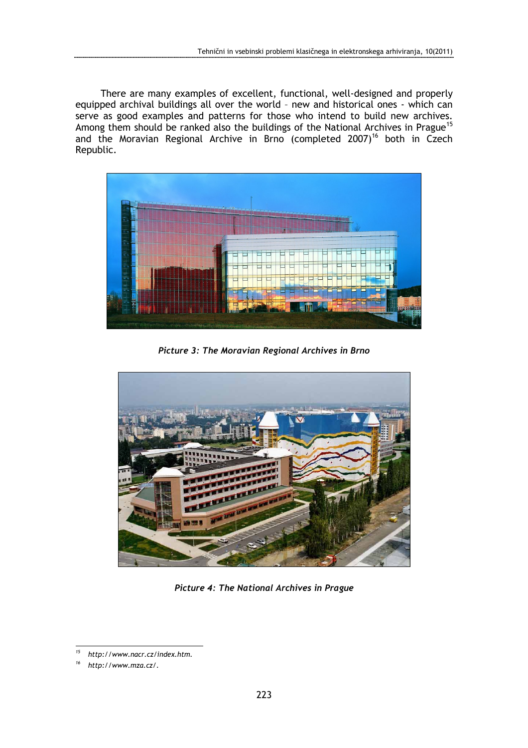There are many examples of excellent, functional, well-designed and properly equipped archival buildings all over the world – new and historical ones - which can serve as good examples and patterns for those who intend to build new archives. Among them should be ranked also the buildings of the National Archives in Prague[15] and the Moravian Regional Archive in Brno (completed 2007)[16] both in Czech Republic.

*Picture 3: The Moravian Regional Archives in Brno*

*Picture 4: The National Archives in Prague*

[15] *http://www.nacr.cz/index.htm.*

[16] *http://www.mza.cz/.*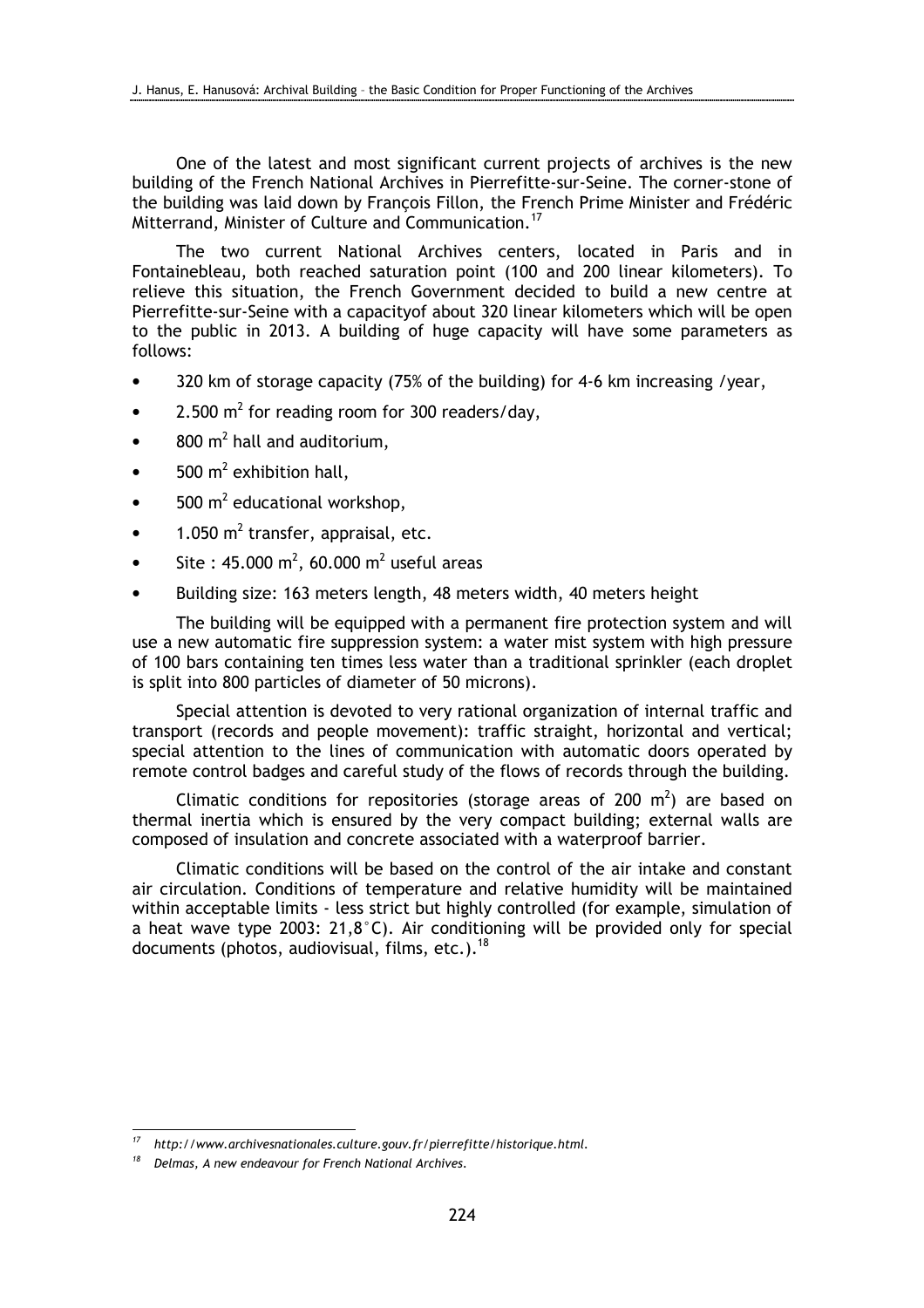One of the latest and most significant current projects of archives is the new building of the French National Archives in Pierrefitte-sur-Seine. The corner-stone of the building was laid down by François Fillon, the French Prime Minister and Frédéric Mitterrand, Minister of Culture and Communication.[17]

The two current National Archives centers, located in Paris and in Fontainebleau, both reached saturation point (100 and 200 linear kilometers). To relieve this situation, the French Government decided to build a new centre at Pierrefitte-sur-Seine with a capacityof about 320 linear kilometers which will be open to the public in 2013. A building of huge capacity will have some parameters as follows:

- 320 km of storage capacity (75% of the building) for 4-6 km increasing /year,
- 2.500 $m^2$ for reading room for 300 readers/day,
- 800 $m^2$ hall and auditorium,
- 500 $m^2$ exhibition hall,
- 500 $m^2$ educational workshop,
- 1.050 $m^2$ transfer, appraisal, etc.
- Site : 45.000 $m^2$, 60.000 $m^2$ useful areas
- Building size: 163 meters length, 48 meters width, 40 meters height

The building will be equipped with a permanent fire protection system and will use a new automatic fire suppression system: a water mist system with high pressure of 100 bars containing ten times less water than a traditional sprinkler (each droplet is split into 800 particles of diameter of 50 microns).

Special attention is devoted to very rational organization of internal traffic and transport (records and people movement): traffic straight, horizontal and vertical; special attention to the lines of communication with automatic doors operated by remote control badges and careful study of the flows of records through the building.

Climatic conditions for repositories (storage areas of 200 $m^2$) are based on thermal inertia which is ensured by the very compact building; external walls are composed of insulation and concrete associated with a waterproof barrier.

Climatic conditions will be based on the control of the air intake and constant air circulation. Conditions of temperature and relative humidity will be maintained within acceptable limits - less strict but highly controlled (for example, simulation of a heat wave type 2003: 21,8°C). Air conditioning will be provided only for special documents (photos, audiovisual, films, etc.).[18]

---

[17] *http://www.archivesnationales.culture.gouv.fr/pierrefitte/historique.html.*

[18] *Delmas, A new endeavour for French National Archives.*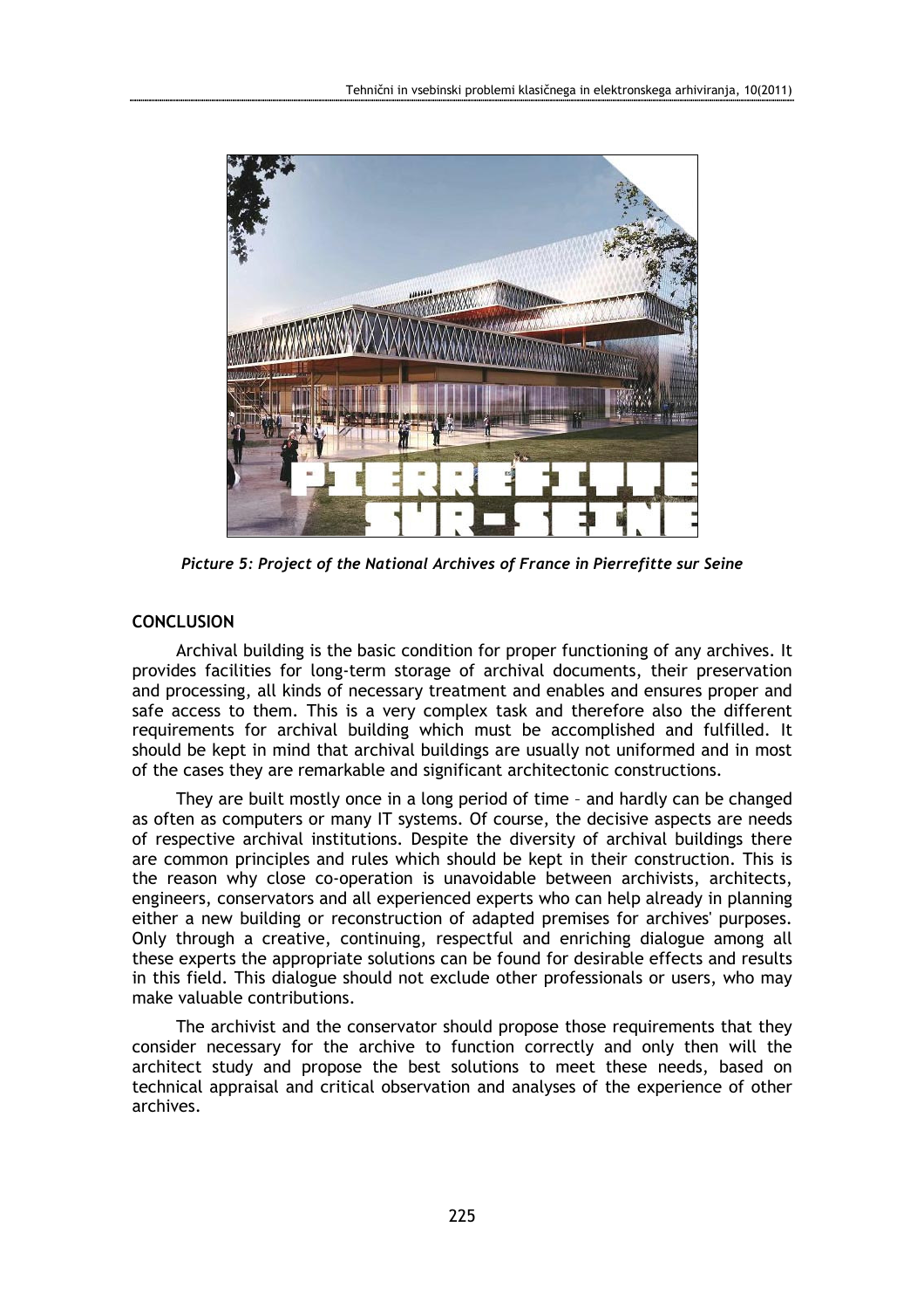*Picture 5: Project of the National Archives of France in Pierrefitte sur Seine*

## CONCLUSION

Archival building is the basic condition for proper functioning of any archives. It provides facilities for long-term storage of archival documents, their preservation and processing, all kinds of necessary treatment and enables and ensures proper and safe access to them. This is a very complex task and therefore also the different requirements for archival building which must be accomplished and fulfilled. It should be kept in mind that archival buildings are usually not uniformed and in most of the cases they are remarkable and significant architectonic constructions.

They are built mostly once in a long period of time – and hardly can be changed as often as computers or many IT systems. Of course, the decisive aspects are needs of respective archival institutions. Despite the diversity of archival buildings there are common principles and rules which should be kept in their construction. This is the reason why close co-operation is unavoidable between archivists, architects, engineers, conservators and all experienced experts who can help already in planning either a new building or reconstruction of adapted premises for archives' purposes. Only through a creative, continuing, respectful and enriching dialogue among all these experts the appropriate solutions can be found for desirable effects and results in this field. This dialogue should not exclude other professionals or users, who may make valuable contributions.

The archivist and the conservator should propose those requirements that they consider necessary for the archive to function correctly and only then will the architect study and propose the best solutions to meet these needs, based on technical appraisal and critical observation and analyses of the experience of other archives.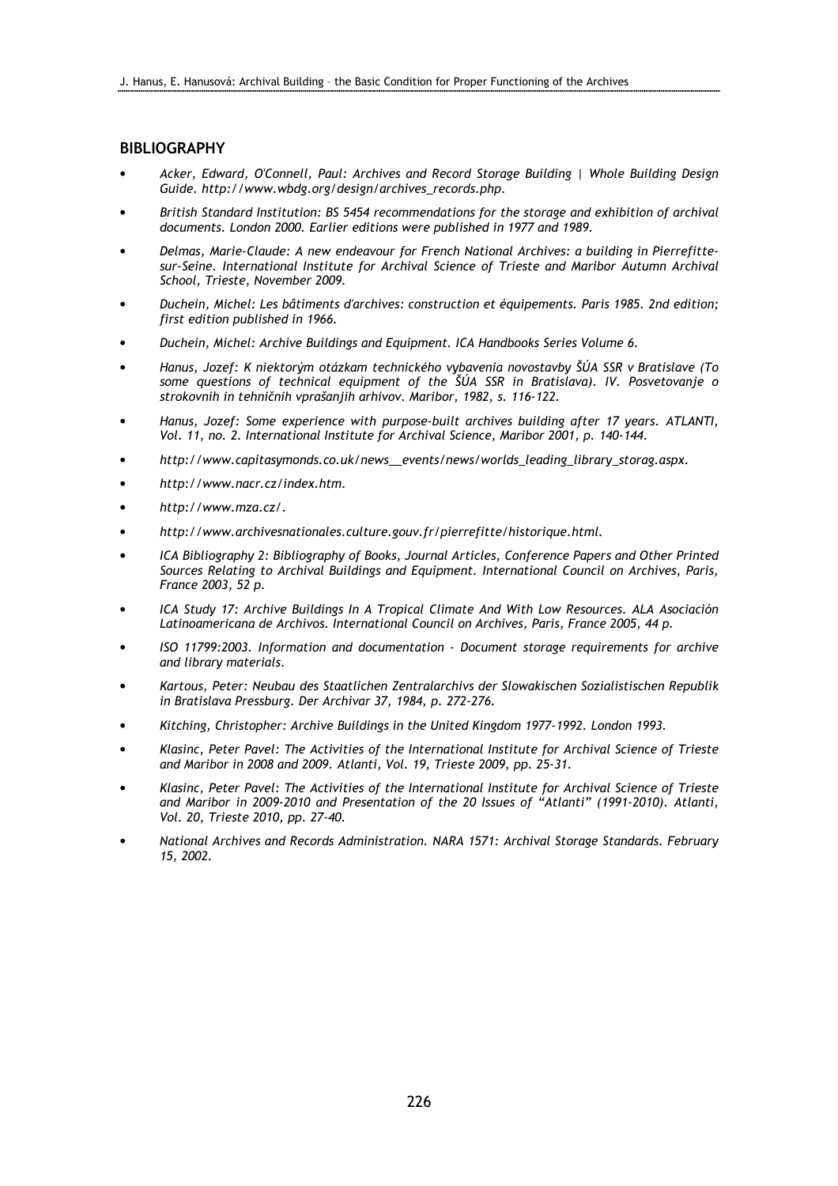## BIBLIOGRAPHY

- *Acker, Edward, O'Connell, Paul: Archives and Record Storage Building | Whole Building Design Guide. http://www.wbdg.org/design/archives_records.php.*
- *British Standard Institution: BS 5454 recommendations for the storage and exhibition of archival documents. London 2000. Earlier editions were published in 1977 and 1989.*
- *Delmas, Marie-Claude: A new endeavour for French National Archives: a building in Pierrefitte-sur-Seine. International Institute for Archival Science of Trieste and Maribor Autumn Archival School, Trieste, November 2009.*
- *Duchein, Michel: Les bâtiments d'archives: construction et équipements. Paris 1985. 2nd edition; first edition published in 1966.*
- *Duchein, Michel: Archive Buildings and Equipment. ICA Handbooks Series Volume 6.*
- *Hanus, Jozef: K niektorým otázkam technického vybavenia novostavby ŠÚA SSR v Bratislave (To some questions of technical equipment of the ŠÚA SSR in Bratislava). IV. Posvetovanje o strokovnih in tehničnih vprašanjih arhivov. Maribor, 1982, s. 116-122.*
- *Hanus, Jozef: Some experience with purpose-built archives building after 17 years. ATLANTI, Vol. 11, no. 2. International Institute for Archival Science, Maribor 2001, p. 140-144.*
- *http://www.capitasymonds.co.uk/news__events/news/worlds_leading_library_storag.aspx.*
- *http://www.nacr.cz/index.htm.*
- *http://www.mza.cz/.*
- *http://www.archivesnationales.culture.gouv.fr/pierrefitte/historique.html.*
- *ICA Bibliography 2: Bibliography of Books, Journal Articles, Conference Papers and Other Printed Sources Relating to Archival Buildings and Equipment. International Council on Archives, Paris, France 2003, 52 p.*
- *ICA Study 17: Archive Buildings In A Tropical Climate And With Low Resources. ALA Asociación Latinoamericana de Archivos. International Council on Archives, Paris, France 2005, 44 p.*
- *ISO 11799:2003. Information and documentation - Document storage requirements for archive and library materials.*
- *Kartous, Peter: Neubau des Staatlichen Zentralarchivs der Slowakischen Sozialistischen Republik in Bratislava Pressburg. Der Archivar 37, 1984, p. 272-276.*
- *Kitching, Christopher: Archive Buildings in the United Kingdom 1977-1992. London 1993.*
- *Klasinc, Peter Pavel: The Activities of the International Institute for Archival Science of Trieste and Maribor in 2008 and 2009. Atlanti, Vol. 19, Trieste 2009, pp. 25-31.*
- *Klasinc, Peter Pavel: The Activities of the International Institute for Archival Science of Trieste and Maribor in 2009-2010 and Presentation of the 20 Issues of "Atlanti" (1991-2010). Atlanti, Vol. 20, Trieste 2010, pp. 27-40.*
- *National Archives and Records Administration. NARA 1571: Archival Storage Standards. February 15, 2002.*